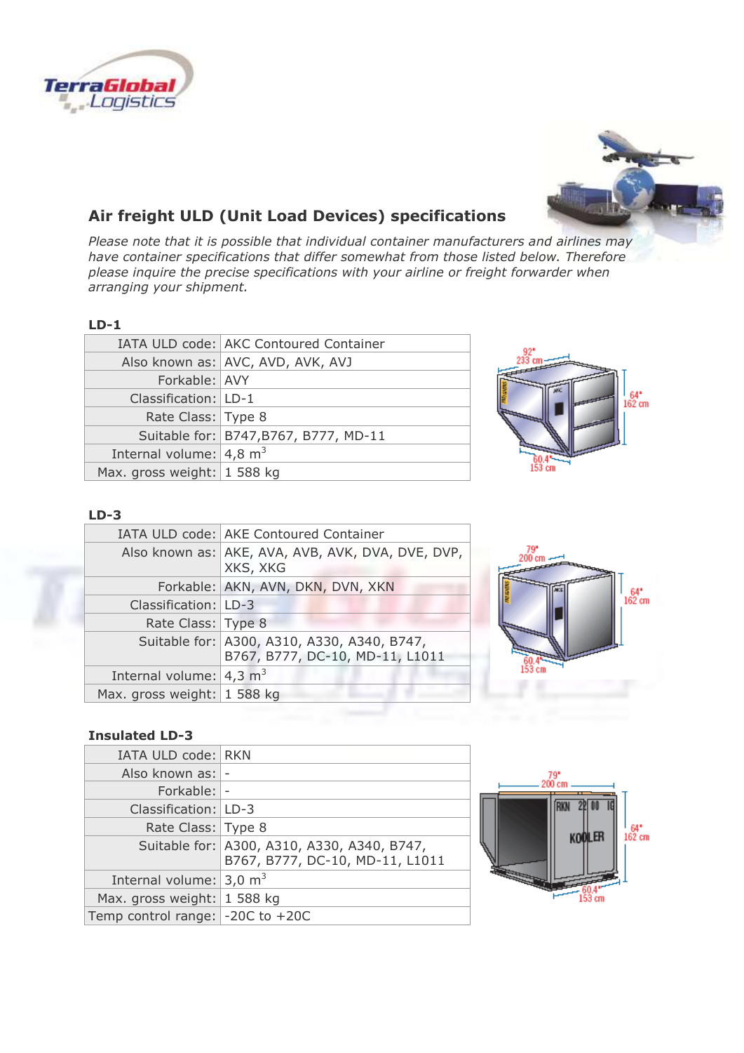## Air freight ULD (Unit Load Devices) specifications

*Please note that it is possible that individual container manufacturers and airlines may have container specifications that differ somewhat from those listed below. Therefore please inquire the precise specifications with your airline or freight forwarder when arranging your shipment.*

### LD-1

| | |
|---|---|
| IATA ULD code: | AKC Contoured Container |
| Also known as: | AVC, AVD, AVK, AVJ |
| Forkable: | AVY |
| Classification: | LD-1 |
| Rate Class: | Type 8 |
| Suitable for: | B747,B767, B777, MD-11 |
| Internal volume: | 4,8 $m^3$ |
| Max. gross weight: | 1 588 kg |

### LD-3

| | |
|---|---|
| IATA ULD code: | AKE Contoured Container |
| Also known as: | AKE, AVA, AVB, AVK, DVA, DVE, DVP, XKS, XKG |
| Forkable: | AKN, AVN, DKN, DVN, XKN |
| Classification: | LD-3 |
| Rate Class: | Type 8 |
| Suitable for: | A300, A310, A330, A340, B747, B767, B777, DC-10, MD-11, L1011 |
| Internal volume: | 4,3 $m^3$ |
| Max. gross weight: | 1 588 kg |

### Insulated LD-3

| | |
|---|---|
| IATA ULD code: | RKN |
| Also known as: | - |
| Forkable: | - |
| Classification: | LD-3 |
| Rate Class: | Type 8 |
| Suitable for: | A300, A310, A330, A340, B747, B767, B777, DC-10, MD-11, L1011 |
| Internal volume: | 3,0 $m^3$ |
| Max. gross weight: | 1 588 kg |
| Temp control range: | -20C to +20C |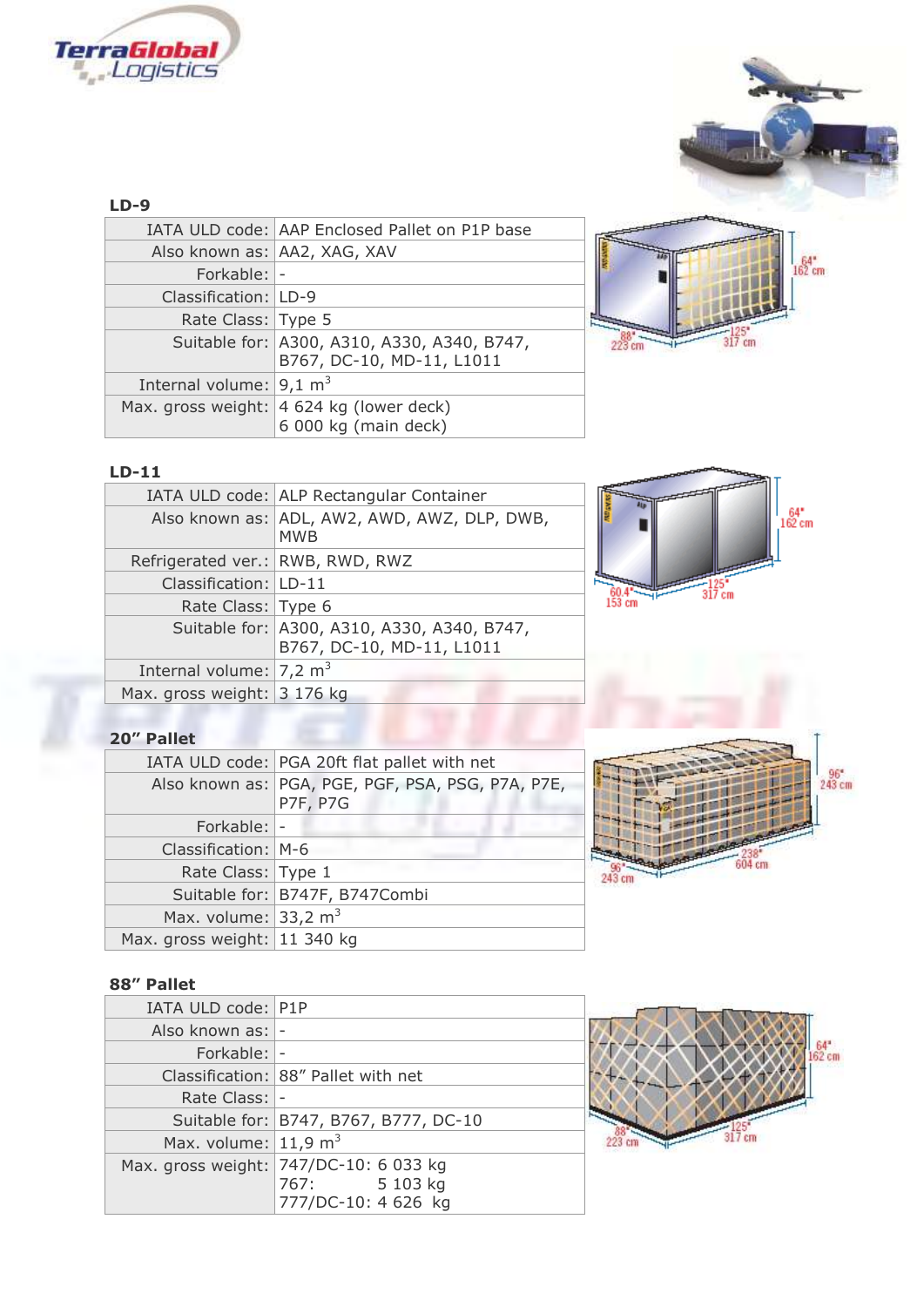## LD-9

| | |
|---|---|
| IATA ULD code: | AAP Enclosed Pallet on P1P base |
| Also known as: | AA2, XAG, XAV |
| Forkable: | - |
| Classification: | LD-9 |
| Rate Class: | Type 5 |
| Suitable for: | A300, A310, A330, A340, B747, B767, DC-10, MD-11, L1011 |
| Internal volume: | 9,1 m$^3$ |
| Max. gross weight: | 4 624 kg (lower deck) 6 000 kg (main deck) |

## LD-11

| | |
|---|---|
| IATA ULD code: | ALP Rectangular Container |
| Also known as: | ADL, AW2, AWD, AWZ, DLP, DWB, MWB |
| Refrigerated ver.: | RWB, RWD, RWZ |
| Classification: | LD-11 |
| Rate Class: | Type 6 |
| Suitable for: | A300, A310, A330, A340, B747, B767, DC-10, MD-11, L1011 |
| Internal volume: | 7,2 m$^3$ |
| Max. gross weight: | 3 176 kg |

## 20" Pallet

| | |
|---|---|
| IATA ULD code: | PGA 20ft flat pallet with net |
| Also known as: | PGA, PGE, PGF, PSA, PSG, P7A, P7E, P7F, P7G |
| Forkable: | - |
| Classification: | M-6 |
| Rate Class: | Type 1 |
| Suitable for: | B747F, B747Combi |
| Max. volume: | 33,2 m$^3$ |
| Max. gross weight: | 11 340 kg |

## 88" Pallet

| | |
|---|---|
| IATA ULD code: | P1P |
| Also known as: | - |
| Forkable: | - |
| Classification: | 88" Pallet with net |
| Rate Class: | - |
| Suitable for: | B747, B767, B777, DC-10 |
| Max. volume: | 11,9 m$^3$ |
| Max. gross weight: | 747/DC-10: 6 033 kg 767: 5 103 kg 777/DC-10: 4 626 kg |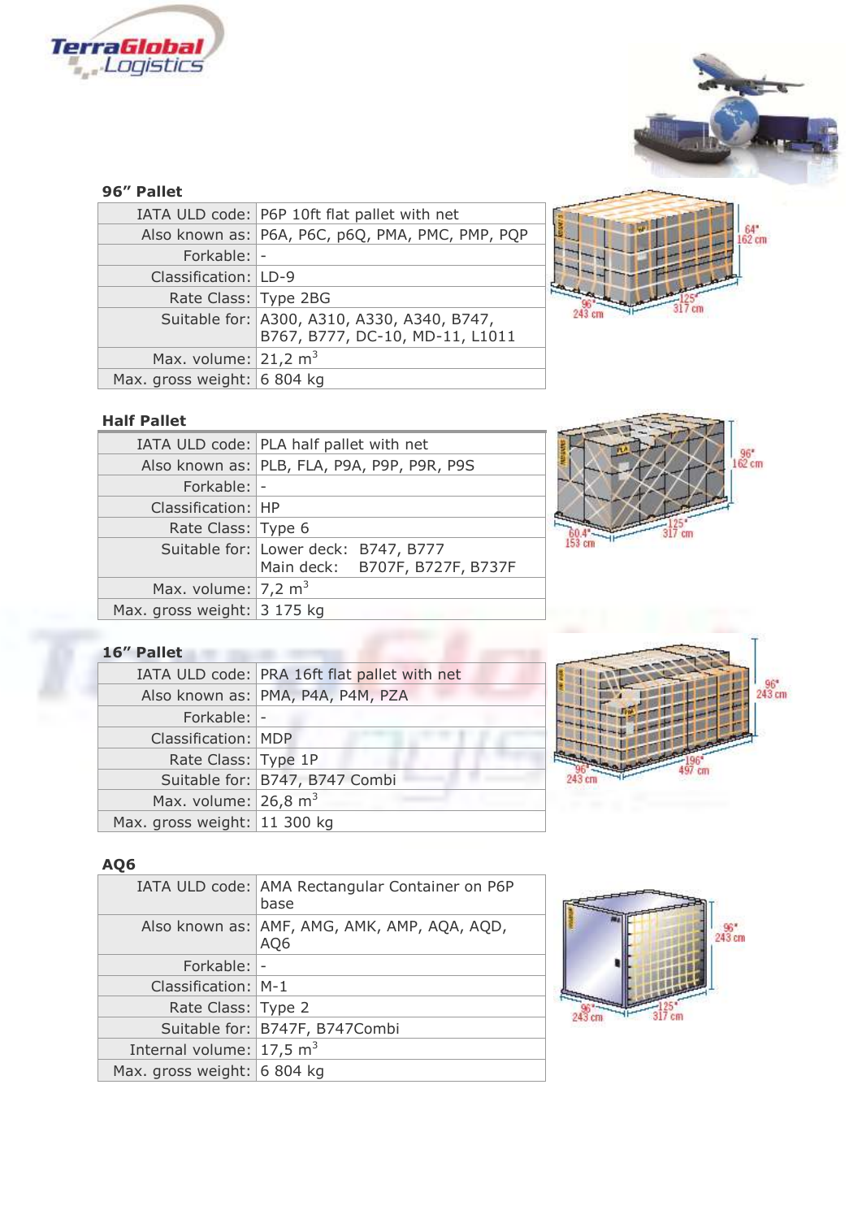## 96" Pallet

| | |
|---|---|
| IATA ULD code: | P6P 10ft flat pallet with net |
| Also known as: | P6A, P6C, p6Q, PMA, PMC, PMP, PQP |
| Forkable: | - |
| Classification: | LD-9 |
| Rate Class: | Type 2BG |
| Suitable for: | A300, A310, A330, A340, B747, B767, B777, DC-10, MD-11, L1011 |
| Max. volume: | 21,2 m³ |
| Max. gross weight: | 6 804 kg |

## Half Pallet

| | |
|---|---|
| IATA ULD code: | PLA half pallet with net |
| Also known as: | PLB, FLA, P9A, P9P, P9R, P9S |
| Forkable: | - |
| Classification: | HP |
| Rate Class: | Type 6 |
| Suitable for: | Lower deck: B747, B777<br>Main deck: B707F, B727F, B737F |
| Max. volume: | 7,2 m³ |
| Max. gross weight: | 3 175 kg |

## 16" Pallet

| | |
|---|---|
| IATA ULD code: | PRA 16ft flat pallet with net |
| Also known as: | PMA, P4A, P4M, PZA |
| Forkable: | - |
| Classification: | MDP |
| Rate Class: | Type 1P |
| Suitable for: | B747, B747 Combi |
| Max. volume: | 26,8 m³ |
| Max. gross weight: | 11 300 kg |

## AQ6

| | |
|---|---|
| IATA ULD code: | AMA Rectangular Container on P6P base |
| Also known as: | AMF, AMG, AMK, AMP, AQA, AQD, AQ6 |
| Forkable: | - |
| Classification: | M-1 |
| Rate Class: | Type 2 |
| Suitable for: | B747F, B747Combi |
| Internal volume: | 17,5 m³ |
| Max. gross weight: | 6 804 kg |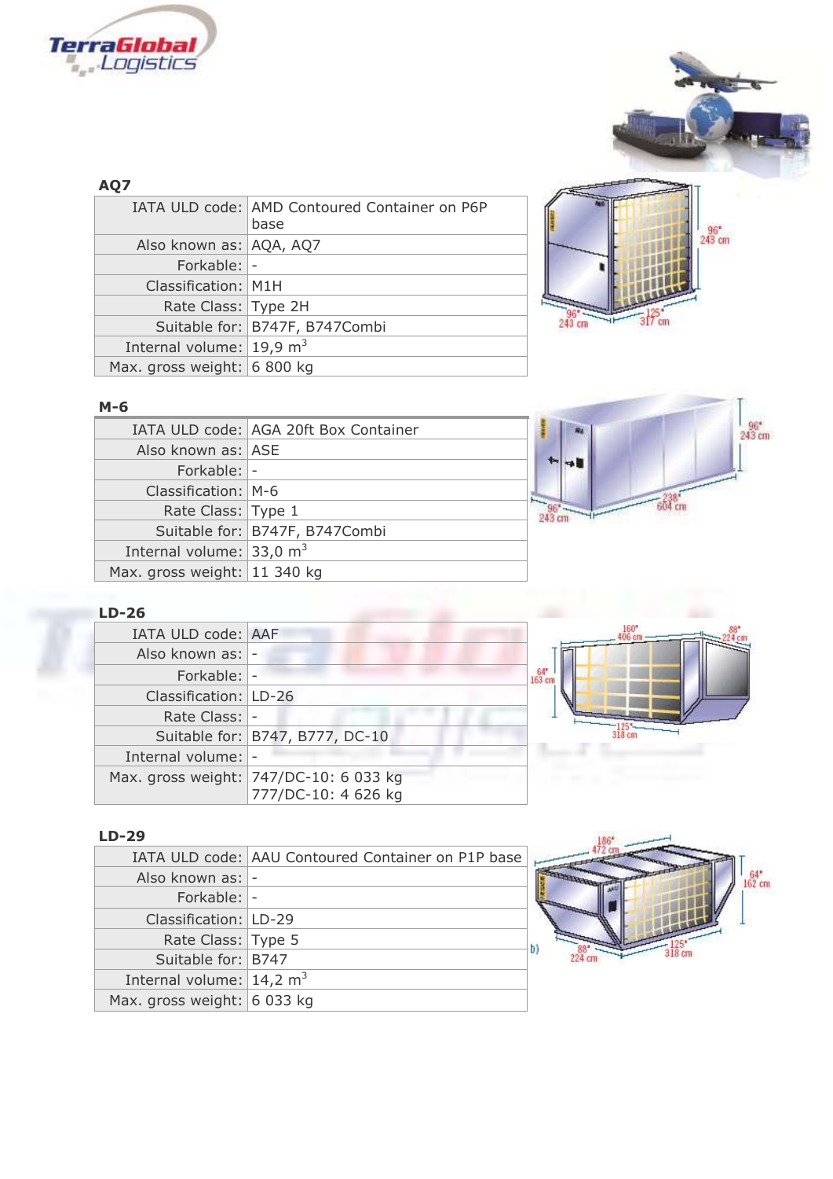### AQ7

| | |
|---|---|
| IATA ULD code: | AMD Contoured Container on P6P base |
| Also known as: | AQA, AQ7 |
| Forkable: | - |
| Classification: | M1H |
| Rate Class: | Type 2H |
| Suitable for: | B747F, B747Combi |
| Internal volume: | 19,9 $m^3$ |
| Max. gross weight: | 6 800 kg |

### M-6

| | |
|---|---|
| IATA ULD code: | AGA 20ft Box Container |
| Also known as: | ASE |
| Forkable: | - |
| Classification: | M-6 |
| Rate Class: | Type 1 |
| Suitable for: | B747F, B747Combi |
| Internal volume: | 33,0 $m^3$ |
| Max. gross weight: | 11 340 kg |

### LD-26

| | |
|---|---|
| IATA ULD code: | AAF |
| Also known as: | - |
| Forkable: | - |
| Classification: | LD-26 |
| Rate Class: | - |
| Suitable for: | B747, B777, DC-10 |
| Internal volume: | - |
| Max. gross weight: | 747/DC-10: 6 033 kg<br>777/DC-10: 4 626 kg |

### LD-29

| | |
|---|---|
| IATA ULD code: | AAU Contoured Container on P1P base |
| Also known as: | - |
| Forkable: | - |
| Classification: | LD-29 |
| Rate Class: | Type 5 |
| Suitable for: | B747 |
| Internal volume: | 14,2 $m^3$ |
| Max. gross weight: | 6 033 kg |